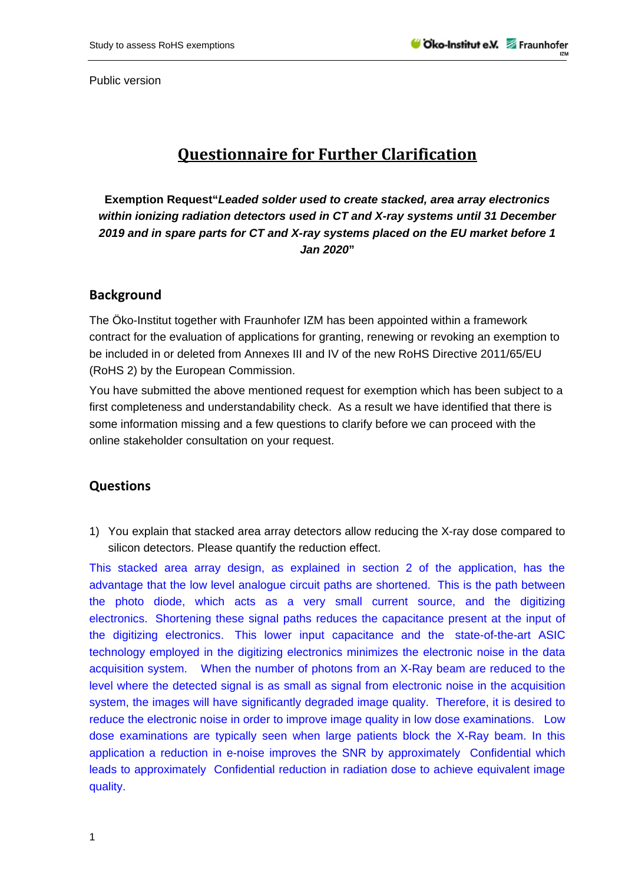Public version

# Questionnaire for Further Clarification

**Exemption Request"*Leaded solder used to create stacked, area array electronics within ionizing radiation detectors used in CT and X-ray systems until 31 December 2019 and in spare parts for CT and X-ray systems placed on the EU market before 1 Jan 2020*"**

## Background

The Öko-Institut together with Fraunhofer IZM has been appointed within a framework contract for the evaluation of applications for granting, renewing or revoking an exemption to be included in or deleted from Annexes III and IV of the new RoHS Directive 2011/65/EU (RoHS 2) by the European Commission.

You have submitted the above mentioned request for exemption which has been subject to a first completeness and understandability check. As a result we have identified that there is some information missing and a few questions to clarify before we can proceed with the online stakeholder consultation on your request.

## Questions

1) You explain that stacked area array detectors allow reducing the X-ray dose compared to silicon detectors. Please quantify the reduction effect.

This stacked area array design, as explained in section 2 of the application, has the advantage that the low level analogue circuit paths are shortened. This is the path between the photo diode, which acts as a very small current source, and the digitizing electronics. Shortening these signal paths reduces the capacitance present at the input of the digitizing electronics. This lower input capacitance and the state-of-the-art ASIC technology employed in the digitizing electronics minimizes the electronic noise in the data acquisition system. When the number of photons from an X-Ray beam are reduced to the level where the detected signal is as small as signal from electronic noise in the acquisition system, the images will have significantly degraded image quality. Therefore, it is desired to reduce the electronic noise in order to improve image quality in low dose examinations. Low dose examinations are typically seen when large patients block the X-Ray beam. In this application a reduction in e-noise improves the SNR by approximately Confidential which leads to approximately Confidential reduction in radiation dose to achieve equivalent image quality.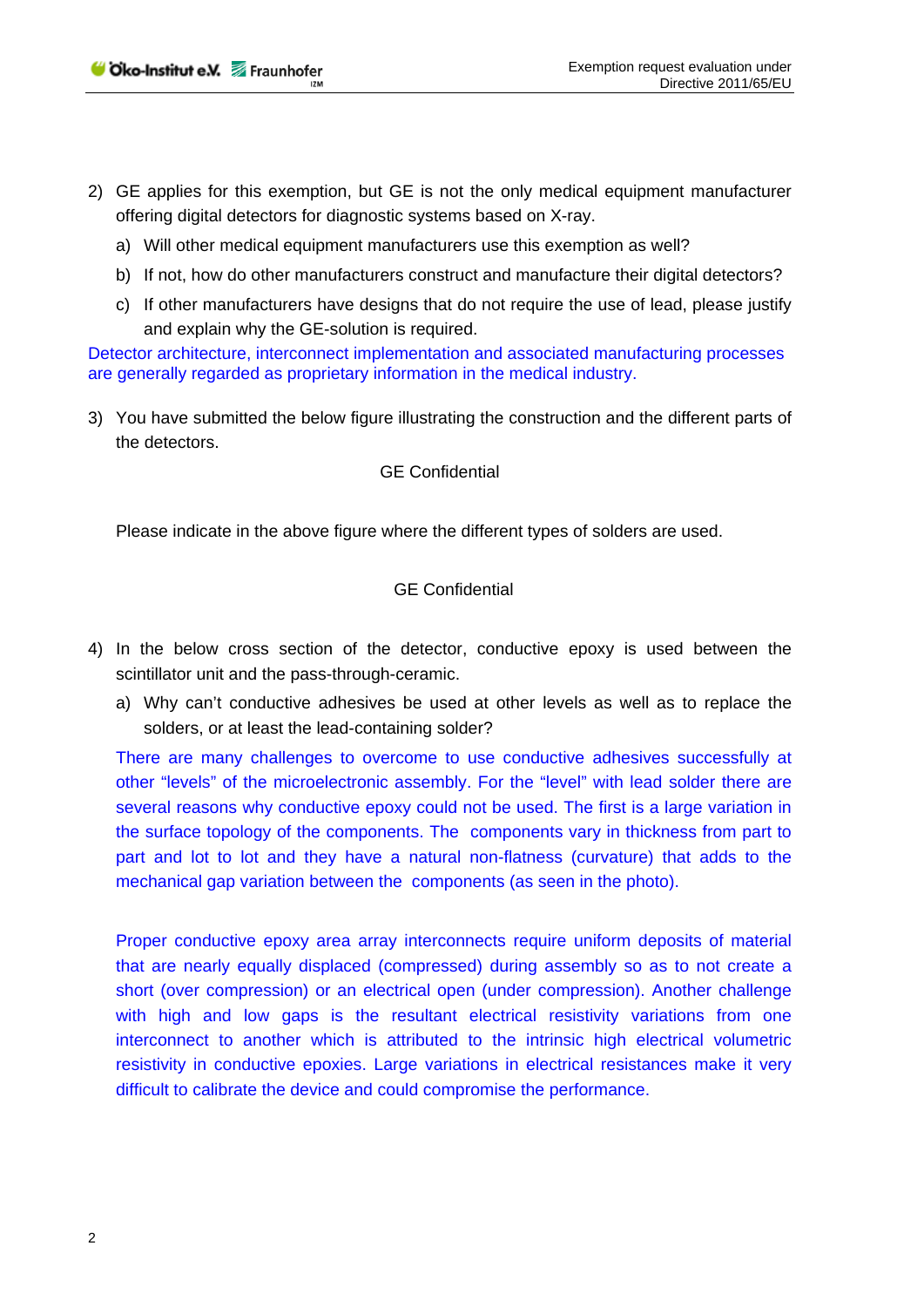2) GE applies for this exemption, but GE is not the only medical equipment manufacturer offering digital detectors for diagnostic systems based on X-ray.

   a) Will other medical equipment manufacturers use this exemption as well?

   b) If not, how do other manufacturers construct and manufacture their digital detectors?

   c) If other manufacturers have designs that do not require the use of lead, please justify and explain why the GE-solution is required.

Detector architecture, interconnect implementation and associated manufacturing processes are generally regarded as proprietary information in the medical industry.

3) You have submitted the below figure illustrating the construction and the different parts of the detectors.

GE Confidential

Please indicate in the above figure where the different types of solders are used.

GE Confidential

4) In the below cross section of the detector, conductive epoxy is used between the scintillator unit and the pass-through-ceramic.

   a) Why can't conductive adhesives be used at other levels as well as to replace the solders, or at least the lead-containing solder?

   There are many challenges to overcome to use conductive adhesives successfully at other "levels" of the microelectronic assembly. For the "level" with lead solder there are several reasons why conductive epoxy could not be used. The first is a large variation in the surface topology of the components. The components vary in thickness from part to part and lot to lot and they have a natural non-flatness (curvature) that adds to the mechanical gap variation between the components (as seen in the photo).

   Proper conductive epoxy area array interconnects require uniform deposits of material that are nearly equally displaced (compressed) during assembly so as to not create a short (over compression) or an electrical open (under compression). Another challenge with high and low gaps is the resultant electrical resistivity variations from one interconnect to another which is attributed to the intrinsic high electrical volumetric resistivity in conductive epoxies. Large variations in electrical resistances make it very difficult to calibrate the device and could compromise the performance.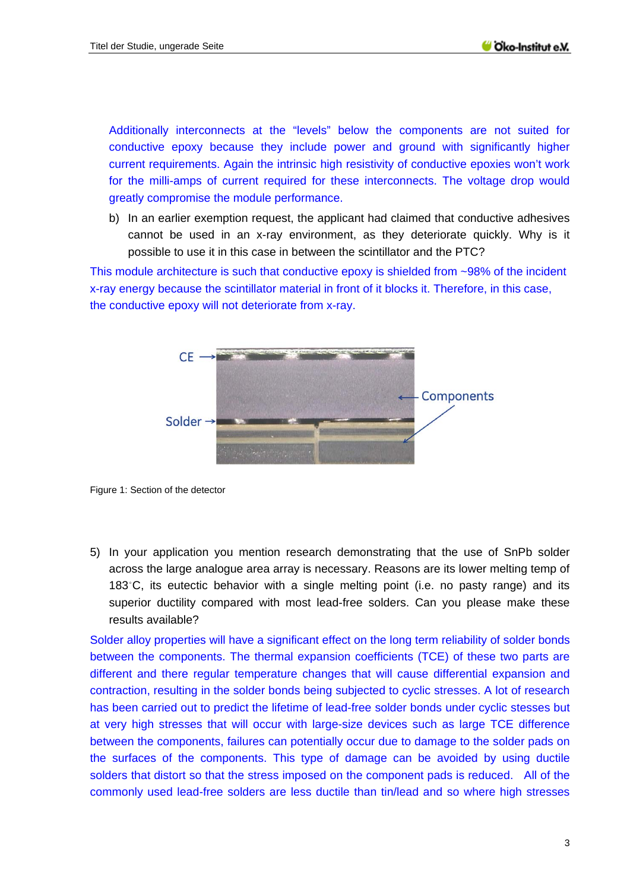Additionally interconnects at the “levels” below the components are not suited for conductive epoxy because they include power and ground with significantly higher current requirements. Again the intrinsic high resistivity of conductive epoxies won't work for the milli-amps of current required for these interconnects. The voltage drop would greatly compromise the module performance.

b) In an earlier exemption request, the applicant had claimed that conductive adhesives cannot be used in an x-ray environment, as they deteriorate quickly. Why is it possible to use it in this case in between the scintillator and the PTC?

This module architecture is such that conductive epoxy is shielded from ~98% of the incident x-ray energy because the scintillator material in front of it blocks it. Therefore, in this case, the conductive epoxy will not deteriorate from x-ray.

Figure 1: Section of the detector

5) In your application you mention research demonstrating that the use of SnPb solder across the large analogue area array is necessary. Reasons are its lower melting temp of 183°C, its eutectic behavior with a single melting point (i.e. no pasty range) and its superior ductility compared with most lead-free solders. Can you please make these results available?

Solder alloy properties will have a significant effect on the long term reliability of solder bonds between the components. The thermal expansion coefficients (TCE) of these two parts are different and there regular temperature changes that will cause differential expansion and contraction, resulting in the solder bonds being subjected to cyclic stresses. A lot of research has been carried out to predict the lifetime of lead-free solder bonds under cyclic stesses but at very high stresses that will occur with large-size devices such as large TCE difference between the components, failures can potentially occur due to damage to the solder pads on the surfaces of the components. This type of damage can be avoided by using ductile solders that distort so that the stress imposed on the component pads is reduced. All of the commonly used lead-free solders are less ductile than tin/lead and so where high stresses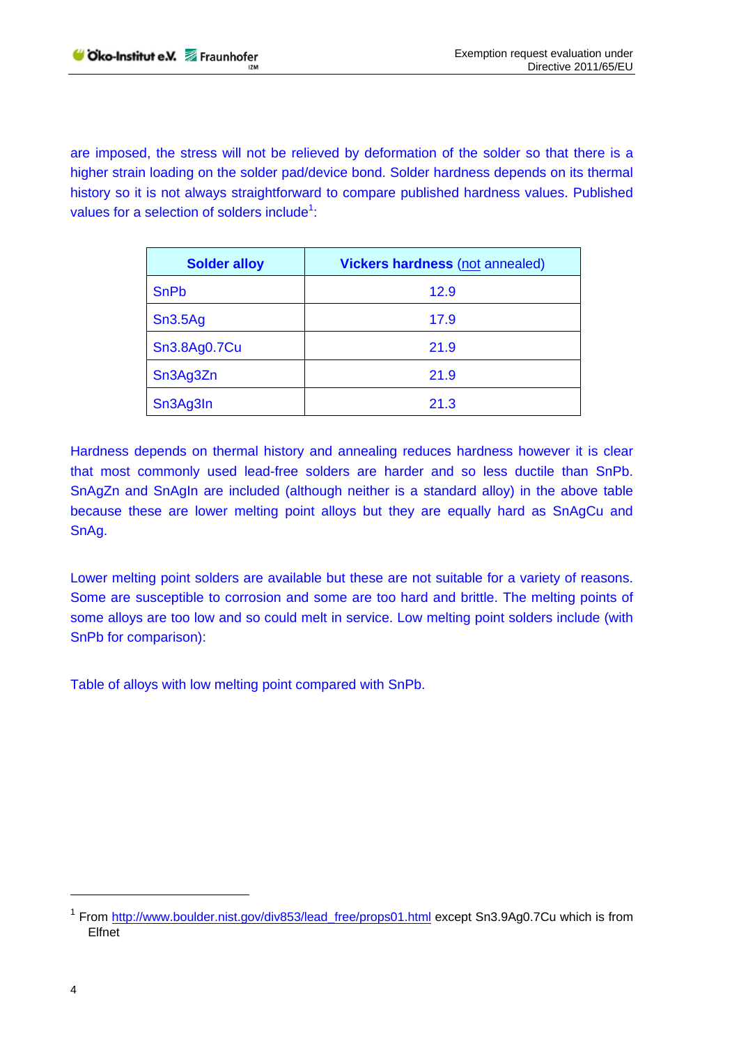are imposed, the stress will not be relieved by deformation of the solder so that there is a higher strain loading on the solder pad/device bond. Solder hardness depends on its thermal history so it is not always straightforward to compare published hardness values. Published values for a selection of solders include[1]:

| Solder alloy | Vickers hardness (not annealed) |
|---|---|
| SnPb | 12.9 |
| Sn3.5Ag | 17.9 |
| Sn3.8Ag0.7Cu | 21.9 |
| Sn3Ag3Zn | 21.9 |
| Sn3Ag3In | 21.3 |

Hardness depends on thermal history and annealing reduces hardness however it is clear that most commonly used lead-free solders are harder and so less ductile than SnPb. SnAgZn and SnAgIn are included (although neither is a standard alloy) in the above table because these are lower melting point alloys but they are equally hard as SnAgCu and SnAg.

Lower melting point solders are available but these are not suitable for a variety of reasons. Some are susceptible to corrosion and some are too hard and brittle. The melting points of some alloys are too low and so could melt in service. Low melting point solders include (with SnPb for comparison):

Table of alloys with low melting point compared with SnPb.

[1] From http://www.boulder.nist.gov/div853/lead_free/props01.html except Sn3.9Ag0.7Cu which is from Elfnet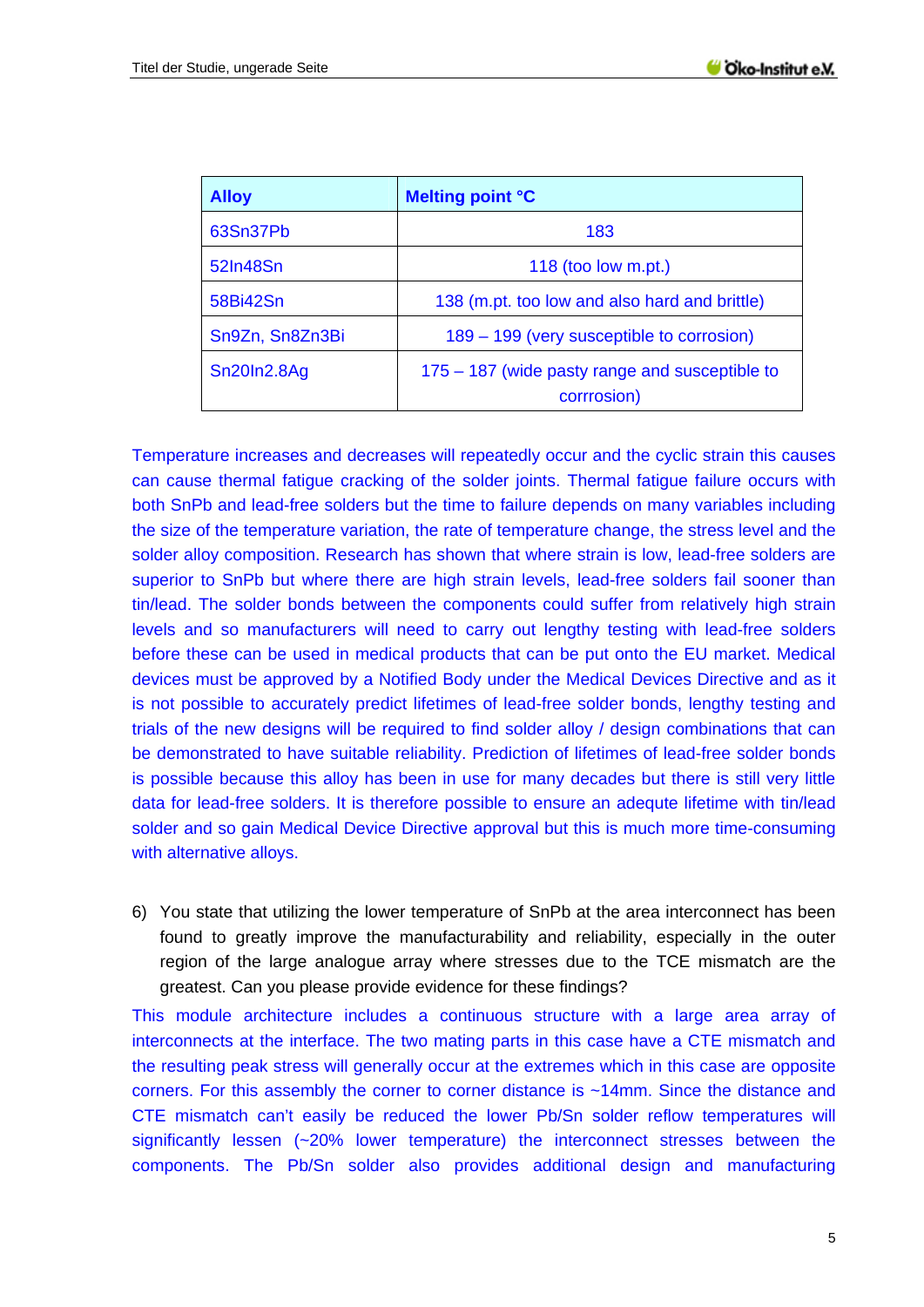| Alloy | Melting point °C |
|---|---|
| 63Sn37Pb | 183 |
| 52In48Sn | 118 (too low m.pt.) |
| 58Bi42Sn | 138 (m.pt. too low and also hard and brittle) |
| Sn9Zn, Sn8Zn3Bi | 189 – 199 (very susceptible to corrosion) |
| Sn20In2.8Ag | 175 – 187 (wide pasty range and susceptible to corrrosion) |

Temperature increases and decreases will repeatedly occur and the cyclic strain this causes can cause thermal fatigue cracking of the solder joints. Thermal fatigue failure occurs with both SnPb and lead-free solders but the time to failure depends on many variables including the size of the temperature variation, the rate of temperature change, the stress level and the solder alloy composition. Research has shown that where strain is low, lead-free solders are superior to SnPb but where there are high strain levels, lead-free solders fail sooner than tin/lead. The solder bonds between the components could suffer from relatively high strain levels and so manufacturers will need to carry out lengthy testing with lead-free solders before these can be used in medical products that can be put onto the EU market. Medical devices must be approved by a Notified Body under the Medical Devices Directive and as it is not possible to accurately predict lifetimes of lead-free solder bonds, lengthy testing and trials of the new designs will be required to find solder alloy / design combinations that can be demonstrated to have suitable reliability. Prediction of lifetimes of lead-free solder bonds is possible because this alloy has been in use for many decades but there is still very little data for lead-free solders. It is therefore possible to ensure an adequte lifetime with tin/lead solder and so gain Medical Device Directive approval but this is much more time-consuming with alternative alloys.

6) You state that utilizing the lower temperature of SnPb at the area interconnect has been found to greatly improve the manufacturability and reliability, especially in the outer region of the large analogue array where stresses due to the TCE mismatch are the greatest. Can you please provide evidence for these findings?

This module architecture includes a continuous structure with a large area array of interconnects at the interface. The two mating parts in this case have a CTE mismatch and the resulting peak stress will generally occur at the extremes which in this case are opposite corners. For this assembly the corner to corner distance is ~14mm. Since the distance and CTE mismatch can't easily be reduced the lower Pb/Sn solder reflow temperatures will significantly lessen (~20% lower temperature) the interconnect stresses between the components. The Pb/Sn solder also provides additional design and manufacturing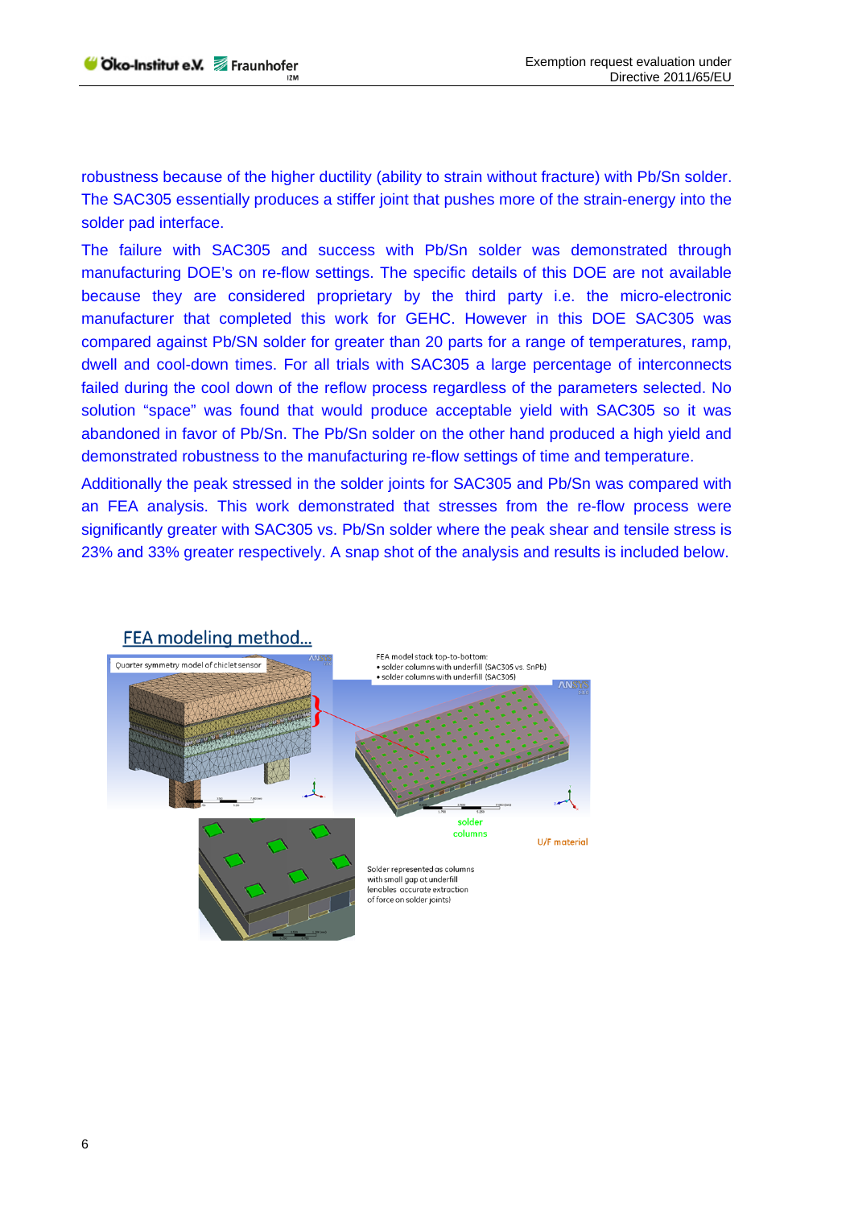robustness because of the higher ductility (ability to strain without fracture) with Pb/Sn solder. The SAC305 essentially produces a stiffer joint that pushes more of the strain-energy into the solder pad interface.

The failure with SAC305 and success with Pb/Sn solder was demonstrated through manufacturing DOE's on re-flow settings. The specific details of this DOE are not available because they are considered proprietary by the third party i.e. the micro-electronic manufacturer that completed this work for GEHC. However in this DOE SAC305 was compared against Pb/SN solder for greater than 20 parts for a range of temperatures, ramp, dwell and cool-down times. For all trials with SAC305 a large percentage of interconnects failed during the cool down of the reflow process regardless of the parameters selected. No solution "space" was found that would produce acceptable yield with SAC305 so it was abandoned in favor of Pb/Sn. The Pb/Sn solder on the other hand produced a high yield and demonstrated robustness to the manufacturing re-flow settings of time and temperature.

Additionally the peak stressed in the solder joints for SAC305 and Pb/Sn was compared with an FEA analysis. This work demonstrated that stresses from the re-flow process were significantly greater with SAC305 vs. Pb/Sn solder where the peak shear and tensile stress is 23% and 33% greater respectively. A snap shot of the analysis and results is included below.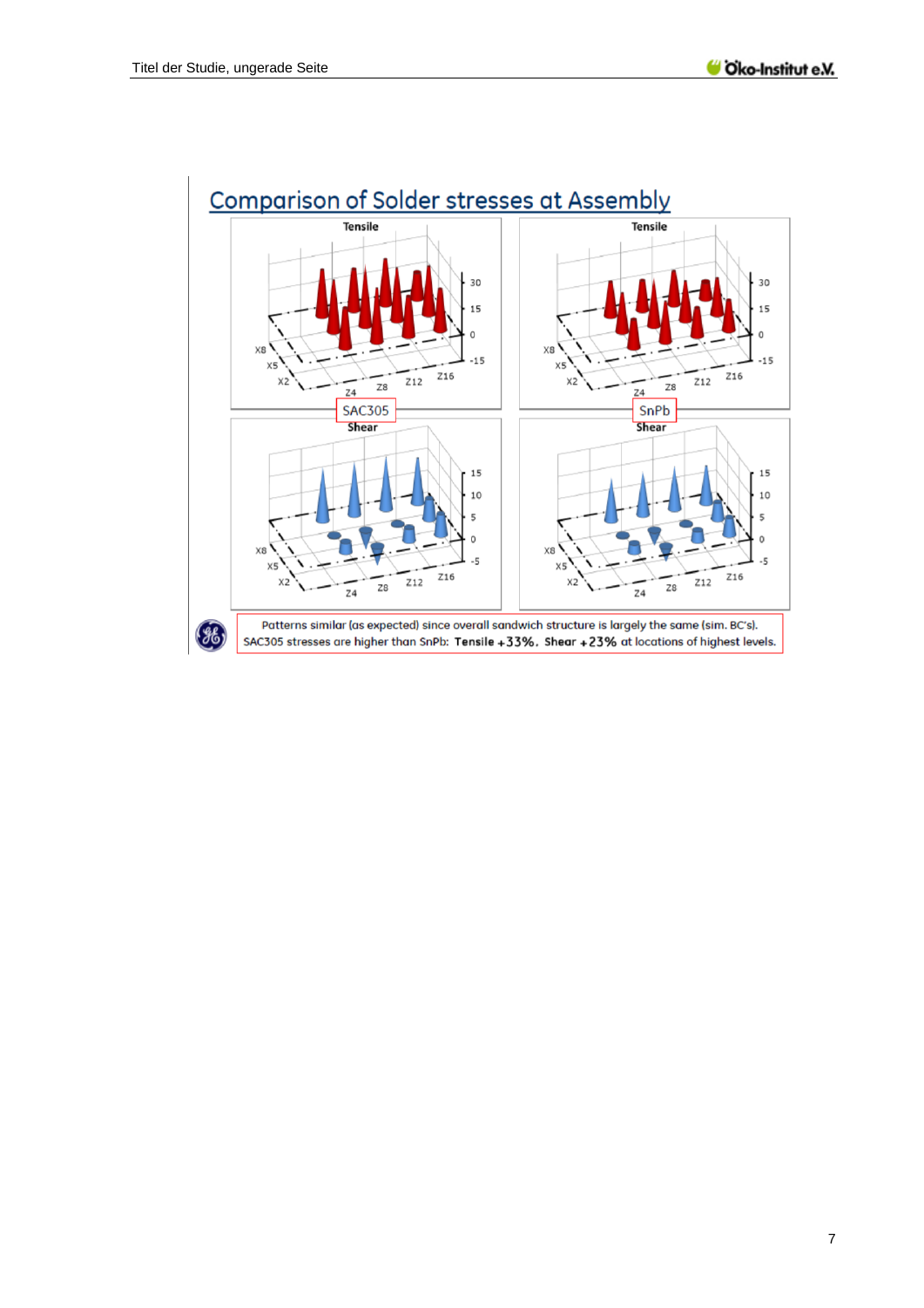## Comparison of Solder stresses at Assembly

Tensile | Tensile

SAC305 | SnPb

Shear | Shear

Patterns similar (as expected) since overall sandwich structure is largely the same (sim. BC's).
SAC305 stresses are higher than SnPb: **Tensile +33%**, **Shear +23%** at locations of highest levels.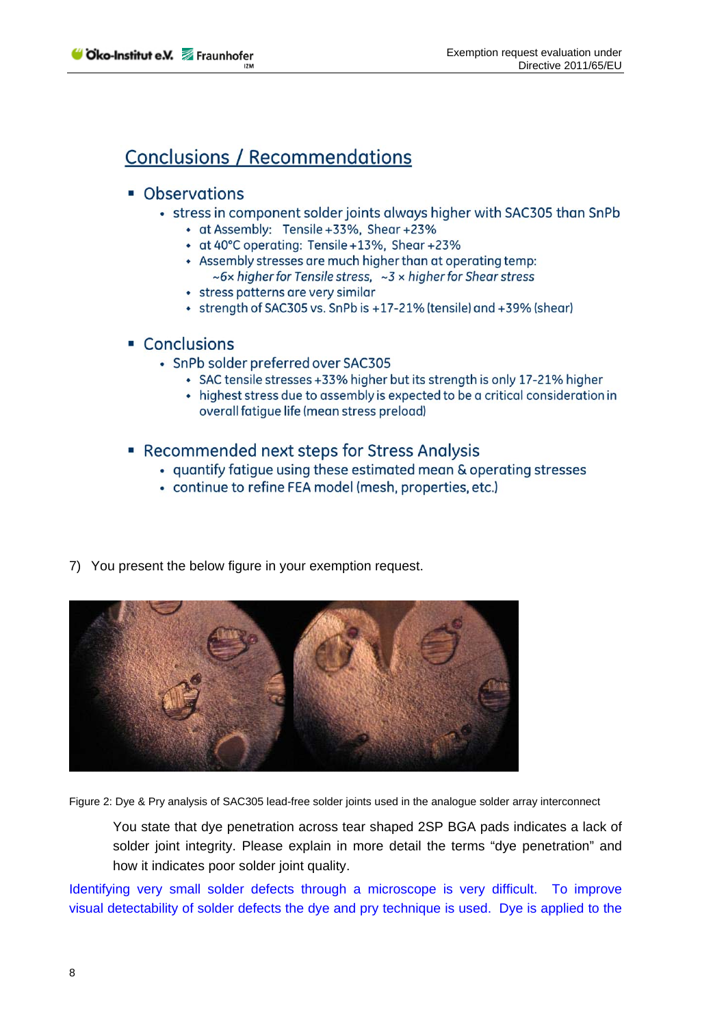## Conclusions / Recommendations

- Observations
  - stress in component solder joints always higher with SAC305 than SnPb
    - at Assembly: Tensile +33%, Shear +23%
    - at 40°C operating: Tensile +13%, Shear +23%
    - Assembly stresses are much higher than at operating temp: *~6× higher for Tensile stress, ~3 × higher for Shear stress*
    - stress patterns are very similar
    - strength of SAC305 vs. SnPb is +17-21% (tensile) and +39% (shear)

- Conclusions
  - SnPb solder preferred over SAC305
    - SAC tensile stresses +33% higher but its strength is only 17-21% higher
    - highest stress due to assembly is expected to be a critical consideration in overall fatigue life (mean stress preload)

- Recommended next steps for Stress Analysis
  - quantify fatigue using these estimated mean & operating stresses
  - continue to refine FEA model (mesh, properties, etc.)

7) You present the below figure in your exemption request.

Figure 2: Dye & Pry analysis of SAC305 lead-free solder joints used in the analogue solder array interconnect

You state that dye penetration across tear shaped 2SP BGA pads indicates a lack of solder joint integrity. Please explain in more detail the terms "dye penetration" and how it indicates poor solder joint quality.

Identifying very small solder defects through a microscope is very difficult. To improve visual detectability of solder defects the dye and pry technique is used. Dye is applied to the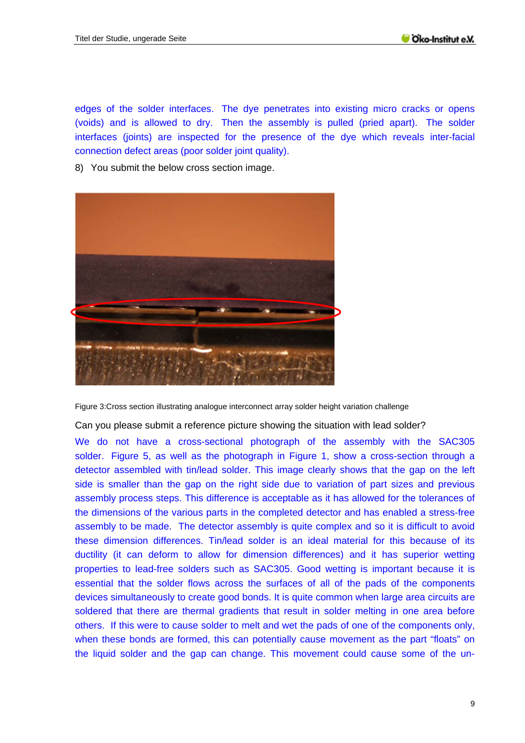edges of the solder interfaces. The dye penetrates into existing micro cracks or opens (voids) and is allowed to dry. Then the assembly is pulled (pried apart). The solder interfaces (joints) are inspected for the presence of the dye which reveals inter-facial connection defect areas (poor solder joint quality).

8) You submit the below cross section image.

Figure 3:Cross section illustrating analogue interconnect array solder height variation challenge

Can you please submit a reference picture showing the situation with lead solder?

We do not have a cross-sectional photograph of the assembly with the SAC305 solder. Figure 5, as well as the photograph in Figure 1, show a cross-section through a detector assembled with tin/lead solder. This image clearly shows that the gap on the left side is smaller than the gap on the right side due to variation of part sizes and previous assembly process steps. This difference is acceptable as it has allowed for the tolerances of the dimensions of the various parts in the completed detector and has enabled a stress-free assembly to be made. The detector assembly is quite complex and so it is difficult to avoid these dimension differences. Tin/lead solder is an ideal material for this because of its ductility (it can deform to allow for dimension differences) and it has superior wetting properties to lead-free solders such as SAC305. Good wetting is important because it is essential that the solder flows across the surfaces of all of the pads of the components devices simultaneously to create good bonds. It is quite common when large area circuits are soldered that there are thermal gradients that result in solder melting in one area before others. If this were to cause solder to melt and wet the pads of one of the components only, when these bonds are formed, this can potentially cause movement as the part "floats" on the liquid solder and the gap can change. This movement could cause some of the un-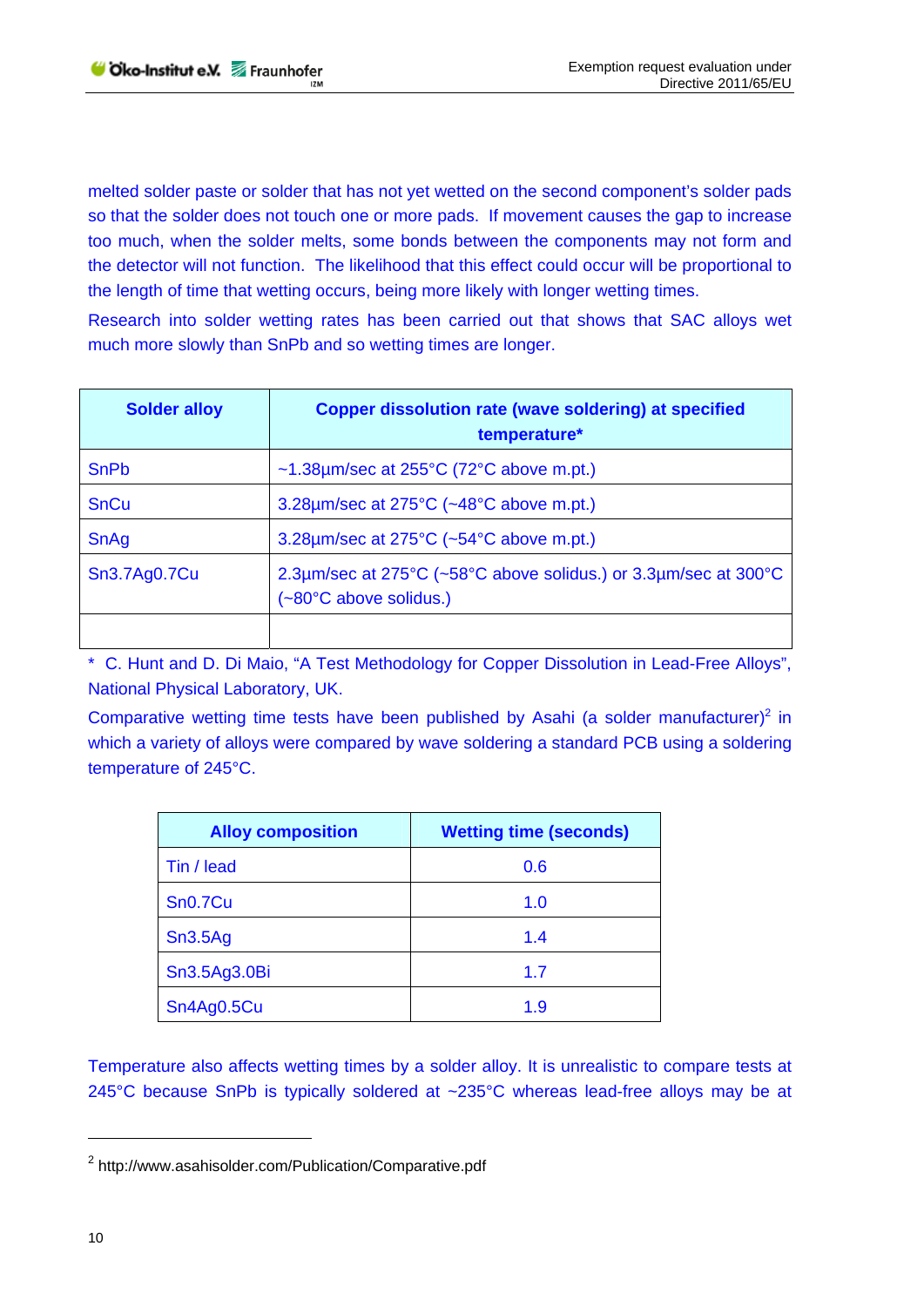melted solder paste or solder that has not yet wetted on the second component's solder pads so that the solder does not touch one or more pads. If movement causes the gap to increase too much, when the solder melts, some bonds between the components may not form and the detector will not function. The likelihood that this effect could occur will be proportional to the length of time that wetting occurs, being more likely with longer wetting times.

Research into solder wetting rates has been carried out that shows that SAC alloys wet much more slowly than SnPb and so wetting times are longer.

| Solder alloy | Copper dissolution rate (wave soldering) at specified temperature* |
|---|---|
| SnPb | ~1.38µm/sec at 255°C (72°C above m.pt.) |
| SnCu | 3.28µm/sec at 275°C (~48°C above m.pt.) |
| SnAg | 3.28µm/sec at 275°C (~54°C above m.pt.) |
| Sn3.7Ag0.7Cu | 2.3µm/sec at 275°C (~58°C above solidus.) or 3.3µm/sec at 300°C (~80°C above solidus.) |
| | |

\* C. Hunt and D. Di Maio, "A Test Methodology for Copper Dissolution in Lead-Free Alloys", National Physical Laboratory, UK.

Comparative wetting time tests have been published by Asahi (a solder manufacturer)[2] in which a variety of alloys were compared by wave soldering a standard PCB using a soldering temperature of 245°C.

| Alloy composition | Wetting time (seconds) |
|---|---|
| Tin / lead | 0.6 |
| Sn0.7Cu | 1.0 |
| Sn3.5Ag | 1.4 |
| Sn3.5Ag3.0Bi | 1.7 |
| Sn4Ag0.5Cu | 1.9 |

Temperature also affects wetting times by a solder alloy. It is unrealistic to compare tests at 245°C because SnPb is typically soldered at ~235°C whereas lead-free alloys may be at

[2] http://www.asahisolder.com/Publication/Comparative.pdf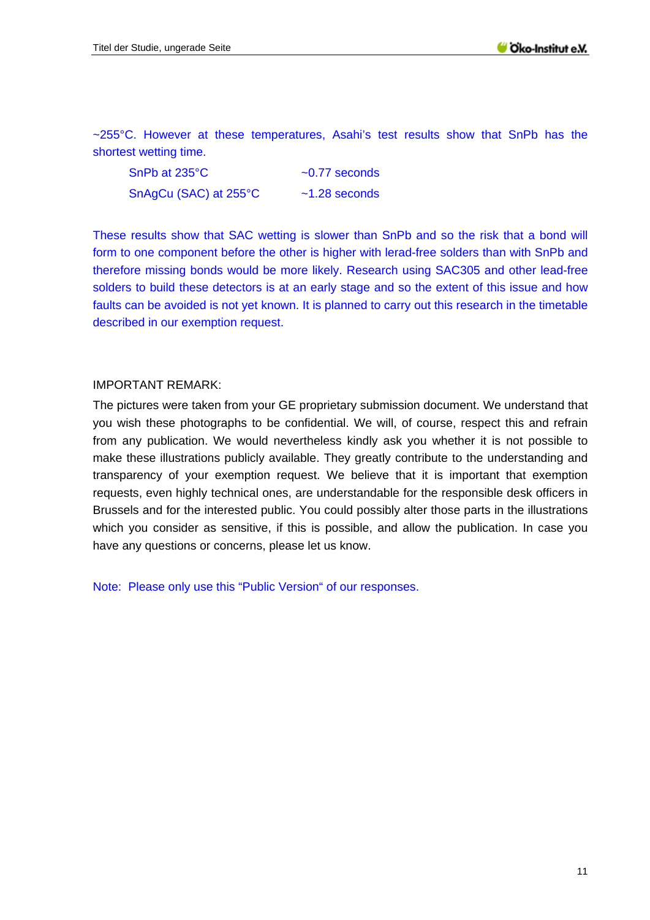~255°C. However at these temperatures, Asahi's test results show that SnPb has the shortest wetting time.

| | |
|---|---|
| SnPb at 235°C | ~0.77 seconds |
| SnAgCu (SAC) at 255°C | ~1.28 seconds |

These results show that SAC wetting is slower than SnPb and so the risk that a bond will form to one component before the other is higher with lerad-free solders than with SnPb and therefore missing bonds would be more likely. Research using SAC305 and other lead-free solders to build these detectors is at an early stage and so the extent of this issue and how faults can be avoided is not yet known. It is planned to carry out this research in the timetable described in our exemption request.

IMPORTANT REMARK:

The pictures were taken from your GE proprietary submission document. We understand that you wish these photographs to be confidential. We will, of course, respect this and refrain from any publication. We would nevertheless kindly ask you whether it is not possible to make these illustrations publicly available. They greatly contribute to the understanding and transparency of your exemption request. We believe that it is important that exemption requests, even highly technical ones, are understandable for the responsible desk officers in Brussels and for the interested public. You could possibly alter those parts in the illustrations which you consider as sensitive, if this is possible, and allow the publication. In case you have any questions or concerns, please let us know.

Note: Please only use this "Public Version" of our responses.